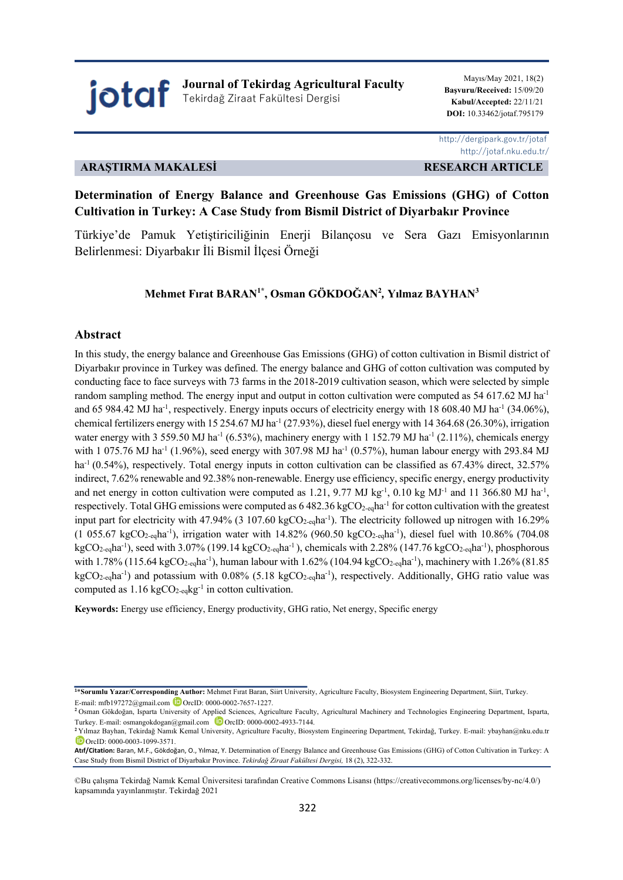ARAŞTIRMA MAKALESİ RESEARCH ARTICLE

# Determination of Energy Balance and Greenhouse Gas Emissions (GHG) of Cotton Cultivation in Turkey: A Case Study from Bismil District of Diyarbakır Province

Türkiye'de Pamuk Yetiştiriciliğinin Enerji Bilançosu ve Sera Gazı Emisyonlarının Belirlenmesi: Diyarbakır İli Bismil İlçesi Örneği

**Mehmet Fırat BARAN[1*], Osman GÖKDOĞAN[2], Yılmaz BAYHAN[3]**

## Abstract

In this study, the energy balance and Greenhouse Gas Emissions (GHG) of cotton cultivation in Bismil district of Diyarbakır province in Turkey was defined. The energy balance and GHG of cotton cultivation was computed by conducting face to face surveys with 73 farms in the 2018-2019 cultivation season, which were selected by simple random sampling method. The energy input and output in cotton cultivation were computed as 54 617.62 MJ $ha^{-1}$ and 65 984.42 MJ $ha^{-1}$, respectively. Energy inputs occurs of electricity energy with 18 608.40 MJ $ha^{-1}$ (34.06%), chemical fertilizers energy with 15 254.67 MJ $ha^{-1}$ (27.93%), diesel fuel energy with 14 364.68 (26.30%), irrigation water energy with 3 559.50 MJ $ha^{-1}$ (6.53%), machinery energy with 1 152.79 MJ $ha^{-1}$ (2.11%), chemicals energy with 1 075.76 MJ $ha^{-1}$ (1.96%), seed energy with 307.98 MJ $ha^{-1}$ (0.57%), human labour energy with 293.84 MJ $ha^{-1}$ (0.54%), respectively. Total energy inputs in cotton cultivation can be classified as 67.43% direct, 32.57% indirect, 7.62% renewable and 92.38% non-renewable. Energy use efficiency, specific energy, energy productivity and net energy in cotton cultivation were computed as 1.21, 9.77 MJ $kg^{-1}$, 0.10 kg $MJ^{-1}$ and 11 366.80 MJ $ha^{-1}$, respectively. Total GHG emissions were computed as 6 482.36 $kgCO_{2-eq}ha^{-1}$ for cotton cultivation with the greatest input part for electricity with 47.94% (3 107.60 $kgCO_{2-eq}ha^{-1}$). The electricity followed up nitrogen with 16.29% (1 055.67 $kgCO_{2-eq}ha^{-1}$), irrigation water with 14.82% (960.50 $kgCO_{2-eq}ha^{-1}$), diesel fuel with 10.86% (704.08 $kgCO_{2-eq}ha^{-1}$), seed with 3.07% (199.14 $kgCO_{2-eq}ha^{-1}$), chemicals with 2.28% (147.76 $kgCO_{2-eq}ha^{-1}$), phosphorous with 1.78% (115.64 $kgCO_{2-eq}ha^{-1}$), human labour with 1.62% (104.94 $kgCO_{2-eq}ha^{-1}$), machinery with 1.26% (81.85 $kgCO_{2-eq}ha^{-1}$) and potassium with 0.08% (5.18 $kgCO_{2-eq}ha^{-1}$), respectively. Additionally, GHG ratio value was computed as 1.16 $kgCO_{2-eq}kg^{-1}$ in cotton cultivation.

**Keywords:** Energy use efficiency, Energy productivity, GHG ratio, Net energy, Specific energy

---

[1]***Sorumlu Yazar/Corresponding Author:** Mehmet Fırat Baran, Siirt University, Agriculture Faculty, Biosystem Engineering Department, Siirt, Turkey. E-mail: mfb197272@gmail.com OrcID: 0000-0002-7657-1227.

[2] Osman Gökdoğan, Isparta University of Applied Sciences, Agriculture Faculty, Agricultural Machinery and Technologies Engineering Department, Isparta, Turkey. E-mail: osmangokdogan@gmail.com OrcID: 0000-0002-4933-7144.

[2] Yılmaz Bayhan, Tekirdağ Namık Kemal University, Agriculture Faculty, Biosystem Engineering Department, Tekirdağ, Turkey. E-mail: ybayhan@nku.edu.tr OrcID: 0000-0003-1099-3571.

**Atıf/Citation:** Baran, M.F., Gökdoğan, O., Yılmaz, Y. Determination of Energy Balance and Greenhouse Gas Emissions (GHG) of Cotton Cultivation in Turkey: A Case Study from Bismil District of Diyarbakır Province. *Tekirdağ Ziraat Fakültesi Dergisi,* 18 (2), 322-332.

©Bu çalışma Tekirdağ Namık Kemal Üniversitesi tarafından Creative Commons Lisansı (https://creativecommons.org/licenses/by-nc/4.0/) kapsamında yayınlanmıştır. Tekirdağ 2021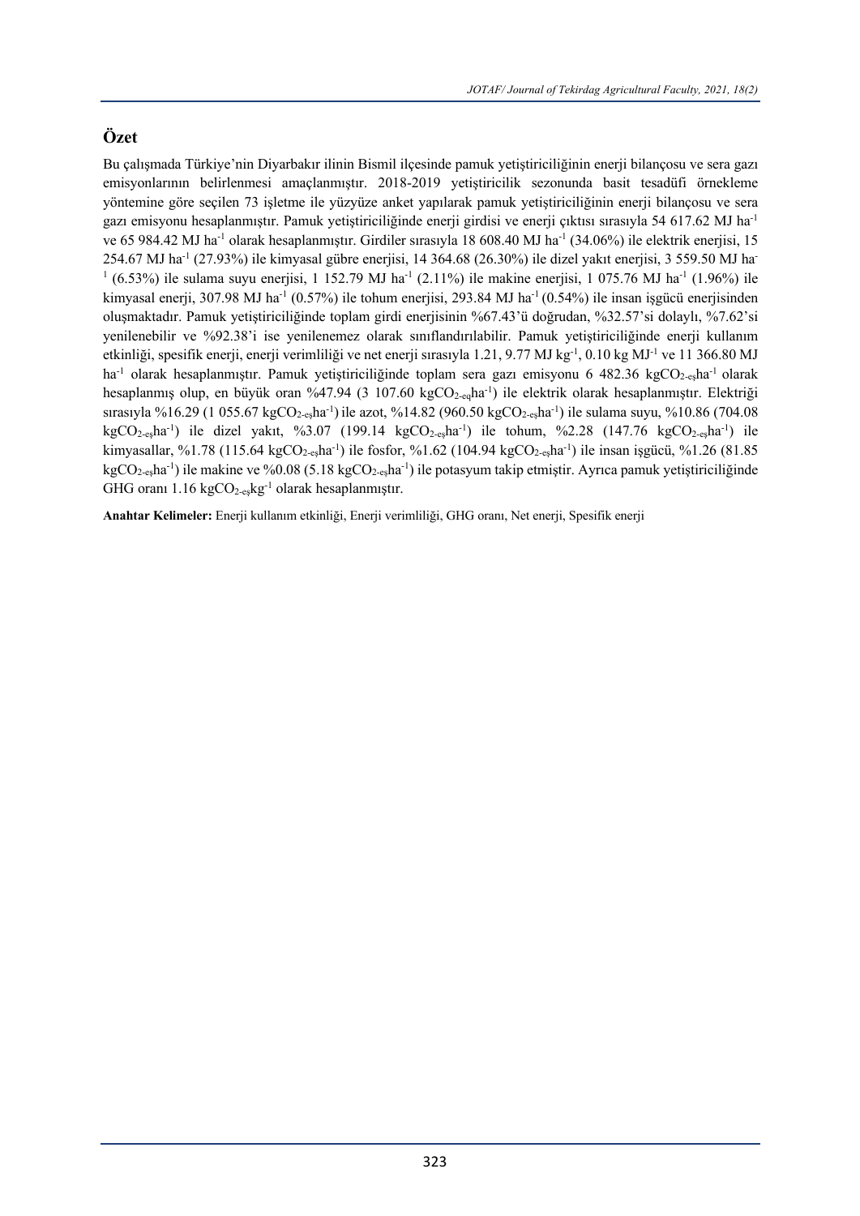## Özet

Bu çalışmada Türkiye'nin Diyarbakır ilinin Bismil ilçesinde pamuk yetiştiriciliğinin enerji bilançosu ve sera gazı emisyonlarının belirlenmesi amaçlanmıştır. 2018-2019 yetiştiricilik sezonunda basit tesadüfi örnekleme yöntemine göre seçilen 73 işletme ile yüzyüze anket yapılarak pamuk yetiştiriciliğinin enerji bilançosu ve sera gazı emisyonu hesaplanmıştır. Pamuk yetiştiriciliğinde enerji girdisi ve enerji çıktısı sırasıyla 54 617.62 MJ $ha^{-1}$ ve 65 984.42 MJ $ha^{-1}$ olarak hesaplanmıştır. Girdiler sırasıyla 18 608.40 MJ $ha^{-1}$ (34.06%) ile elektrik enerjisi, 15 254.67 MJ $ha^{-1}$ (27.93%) ile kimyasal gübre enerjisi, 14 364.68 (26.30%) ile dizel yakıt enerjisi, 3 559.50 MJ $ha^{-1}$ (6.53%) ile sulama suyu enerjisi, 1 152.79 MJ $ha^{-1}$ (2.11%) ile makine enerjisi, 1 075.76 MJ $ha^{-1}$ (1.96%) ile kimyasal enerji, 307.98 MJ $ha^{-1}$ (0.57%) ile tohum enerjisi, 293.84 MJ $ha^{-1}$ (0.54%) ile insan işgücü enerjisinden oluşmaktadır. Pamuk yetiştiriciliğinde toplam girdi enerjisinin %67.43'ü doğrudan, %32.57'si dolaylı, %7.62'si yenilenebilir ve %92.38'i ise yenilenemez olarak sınıflandırılabilir. Pamuk yetiştiriciliğinde enerji kullanım etkinliği, spesifik enerji, enerji verimliliği ve net enerji sırasıyla 1.21, 9.77 MJ $kg^{-1}$, 0.10 kg $MJ^{-1}$ ve 11 366.80 MJ $ha^{-1}$ olarak hesaplanmıştır. Pamuk yetiştiriciliğinde toplam sera gazı emisyonu 6 482.36 $kgCO_{2\text{-eş}}ha^{-1}$ olarak hesaplanmış olup, en büyük oran %47.94 (3 107.60 $kgCO_{2\text{-eq}}ha^{-1}$) ile elektrik olarak hesaplanmıştır. Elektriği sırasıyla %16.29 (1 055.67 $kgCO_{2\text{-eş}}ha^{-1}$) ile azot, %14.82 (960.50 $kgCO_{2\text{-eş}}ha^{-1}$) ile sulama suyu, %10.86 (704.08 $kgCO_{2\text{-eş}}ha^{-1}$) ile dizel yakıt, %3.07 (199.14 $kgCO_{2\text{-eş}}ha^{-1}$) ile tohum, %2.28 (147.76 $kgCO_{2\text{-eş}}ha^{-1}$) ile kimyasallar, %1.78 (115.64 $kgCO_{2\text{-eş}}ha^{-1}$) ile fosfor, %1.62 (104.94 $kgCO_{2\text{-eş}}ha^{-1}$) ile insan işgücü, %1.26 (81.85 $kgCO_{2\text{-eş}}ha^{-1}$) ile makine ve %0.08 (5.18 $kgCO_{2\text{-eş}}ha^{-1}$) ile potasyum takip etmiştir. Ayrıca pamuk yetiştiriciliğinde GHG oranı 1.16 $kgCO_{2\text{-eş}}kg^{-1}$ olarak hesaplanmıştır.

**Anahtar Kelimeler:** Enerji kullanım etkinliği, Enerji verimliliği, GHG oranı, Net enerji, Spesifik enerji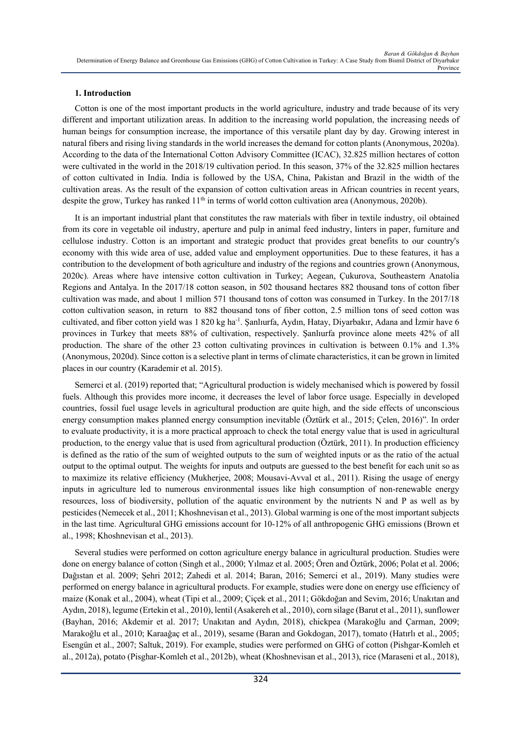## 1. Introduction

Cotton is one of the most important products in the world agriculture, industry and trade because of its very different and important utilization areas. In addition to the increasing world population, the increasing needs of human beings for consumption increase, the importance of this versatile plant day by day. Growing interest in natural fibers and rising living standards in the world increases the demand for cotton plants (Anonymous, 2020a). According to the data of the International Cotton Advisory Committee (ICAC), 32.825 million hectares of cotton were cultivated in the world in the 2018/19 cultivation period. In this season, 37% of the 32.825 million hectares of cotton cultivated in India. India is followed by the USA, China, Pakistan and Brazil in the width of the cultivation areas. As the result of the expansion of cotton cultivation areas in African countries in recent years, despite the grow, Turkey has ranked 11[th] in terms of world cotton cultivation area (Anonymous, 2020b).

It is an important industrial plant that constitutes the raw materials with fiber in textile industry, oil obtained from its core in vegetable oil industry, aperture and pulp in animal feed industry, linters in paper, furniture and cellulose industry. Cotton is an important and strategic product that provides great benefits to our country's economy with this wide area of use, added value and employment opportunities. Due to these features, it has a contribution to the development of both agriculture and industry of the regions and countries grown (Anonymous, 2020c). Areas where have intensive cotton cultivation in Turkey; Aegean, Çukurova, Southeastern Anatolia Regions and Antalya. In the 2017/18 cotton season, in 502 thousand hectares 882 thousand tons of cotton fiber cultivation was made, and about 1 million 571 thousand tons of cotton was consumed in Turkey. In the 2017/18 cotton cultivation season, in return to 882 thousand tons of fiber cotton, 2.5 million tons of seed cotton was cultivated, and fiber cotton yield was 1 820 kg ha$^{-1}$. Şanlıurfa, Aydın, Hatay, Diyarbakır, Adana and İzmir have 6 provinces in Turkey that meets 88% of cultivation, respectively. Şanlıurfa province alone meets 42% of all production. The share of the other 23 cotton cultivating provinces in cultivation is between 0.1% and 1.3% (Anonymous, 2020d). Since cotton is a selective plant in terms of climate characteristics, it can be grown in limited places in our country (Karademir et al. 2015).

Semerci et al. (2019) reported that; "Agricultural production is widely mechanised which is powered by fossil fuels. Although this provides more income, it decreases the level of labor force usage. Especially in developed countries, fossil fuel usage levels in agricultural production are quite high, and the side effects of unconscious energy consumption makes planned energy consumption inevitable (Öztürk et al., 2015; Çelen, 2016)". In order to evaluate productivity, it is a more practical approach to check the total energy value that is used in agricultural production, to the energy value that is used from agricultural production (Öztürk, 2011). In production efficiency is defined as the ratio of the sum of weighted outputs to the sum of weighted inputs or as the ratio of the actual output to the optimal output. The weights for inputs and outputs are guessed to the best benefit for each unit so as to maximize its relative efficiency (Mukherjee, 2008; Mousavi-Avval et al., 2011). Rising the usage of energy inputs in agriculture led to numerous environmental issues like high consumption of non-renewable energy resources, loss of biodiversity, pollution of the aquatic environment by the nutrients N and P as well as by pesticides (Nemecek et al., 2011; Khoshnevisan et al., 2013). Global warming is one of the most important subjects in the last time. Agricultural GHG emissions account for 10-12% of all anthropogenic GHG emissions (Brown et al., 1998; Khoshnevisan et al., 2013).

Several studies were performed on cotton agriculture energy balance in agricultural production. Studies were done on energy balance of cotton (Singh et al., 2000; Yılmaz et al. 2005; Ören and Öztürk, 2006; Polat et al. 2006; Dağıstan et al. 2009; Şehri 2012; Zahedi et al. 2014; Baran, 2016; Semerci et al., 2019). Many studies were performed on energy balance in agricultural products. For example, studies were done on energy use efficiency of maize (Konak et al., 2004), wheat (Tipi et al., 2009; Çiçek et al., 2011; Gökdoğan and Sevim, 2016; Unakıtan and Aydın, 2018), legume (Ertekin et al., 2010), lentil (Asakereh et al., 2010), corn silage (Barut et al., 2011), sunflower (Bayhan, 2016; Akdemir et al. 2017; Unakıtan and Aydın, 2018), chickpea (Marakoğlu and Çarman, 2009; Marakoğlu et al., 2010; Karaağaç et al., 2019), sesame (Baran and Gokdogan, 2017), tomato (Hatırlı et al., 2005; Esengün et al., 2007; Saltuk, 2019). For example, studies were performed on GHG of cotton (Pishgar-Komleh et al., 2012a), potato (Pisghar-Komleh et al., 2012b), wheat (Khoshnevisan et al., 2013), rice (Maraseni et al., 2018),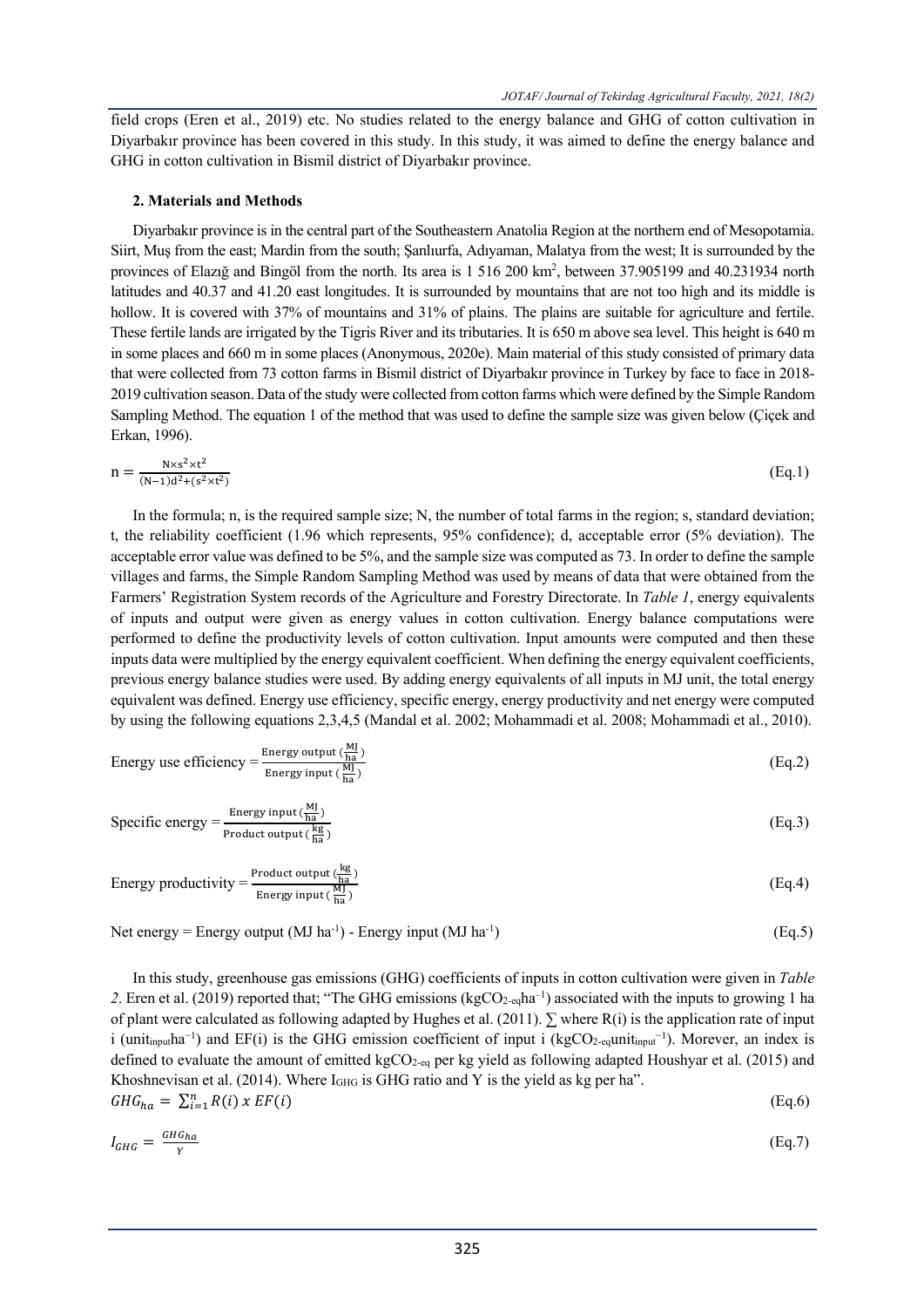field crops (Eren et al., 2019) etc. No studies related to the energy balance and GHG of cotton cultivation in Diyarbakır province has been covered in this study. In this study, it was aimed to define the energy balance and GHG in cotton cultivation in Bismil district of Diyarbakır province.

## 2. Materials and Methods

Diyarbakır province is in the central part of the Southeastern Anatolia Region at the northern end of Mesopotamia. Siirt, Muş from the east; Mardin from the south; Şanlıurfa, Adıyaman, Malatya from the west; It is surrounded by the provinces of Elazığ and Bingöl from the north. Its area is 1 516 200 km$^2$, between 37.905199 and 40.231934 north latitudes and 40.37 and 41.20 east longitudes. It is surrounded by mountains that are not too high and its middle is hollow. It is covered with 37% of mountains and 31% of plains. The plains are suitable for agriculture and fertile. These fertile lands are irrigated by the Tigris River and its tributaries. It is 650 m above sea level. This height is 640 m in some places and 660 m in some places (Anonymous, 2020e). Main material of this study consisted of primary data that were collected from 73 cotton farms in Bismil district of Diyarbakır province in Turkey by face to face in 2018-2019 cultivation season. Data of the study were collected from cotton farms which were defined by the Simple Random Sampling Method. The equation 1 of the method that was used to define the sample size was given below (Çiçek and Erkan, 1996).

$$n = \frac{N \times s^2 \times t^2}{(N-1)d^2 + (s^2 \times t^2)} \quad \text{(Eq.1)}$$

In the formula; n, is the required sample size; N, the number of total farms in the region; s, standard deviation; t, the reliability coefficient (1.96 which represents, 95% confidence); d, acceptable error (5% deviation). The acceptable error value was defined to be 5%, and the sample size was computed as 73. In order to define the sample villages and farms, the Simple Random Sampling Method was used by means of data that were obtained from the Farmers' Registration System records of the Agriculture and Forestry Directorate. In *Table 1*, energy equivalents of inputs and output were given as energy values in cotton cultivation. Energy balance computations were performed to define the productivity levels of cotton cultivation. Input amounts were computed and then these inputs data were multiplied by the energy equivalent coefficient. When defining the energy equivalent coefficients, previous energy balance studies were used. By adding energy equivalents of all inputs in MJ unit, the total energy equivalent was defined. Energy use efficiency, specific energy, energy productivity and net energy were computed by using the following equations 2,3,4,5 (Mandal et al. 2002; Mohammadi et al. 2008; Mohammadi et al., 2010).

$$\text{Energy use efficiency} = \frac{\text{Energy output } (\frac{MJ}{ha})}{\text{Energy input } (\frac{MJ}{ha})} \quad \text{(Eq.2)}$$

$$\text{Specific energy} = \frac{\text{Energy input } (\frac{MJ}{ha})}{\text{Product output } (\frac{kg}{ha})} \quad \text{(Eq.3)}$$

$$\text{Energy productivity} = \frac{\text{Product output } (\frac{kg}{ha})}{\text{Energy input } (\frac{MJ}{ha})} \quad \text{(Eq.4)}$$

$$\text{Net energy} = \text{Energy output (MJ ha}^{-1}\text{)} - \text{Energy input (MJ ha}^{-1}\text{)} \quad \text{(Eq.5)}$$

In this study, greenhouse gas emissions (GHG) coefficients of inputs in cotton cultivation were given in *Table 2*. Eren et al. (2019) reported that; "The GHG emissions ($kgCO_{2\text{-}eq}ha^{-1}$) associated with the inputs to growing 1 ha of plant were calculated as following adapted by Hughes et al. (2011). $\sum$ where R(i) is the application rate of input i ($unit_{input}ha^{-1}$) and EF(i) is the GHG emission coefficient of input i ($kgCO_{2\text{-}eq}unit_{input}^{-1}$). Morever, an index is defined to evaluate the amount of emitted $kgCO_{2\text{-}eq}$ per kg yield as following adapted Houshyar et al. (2015) and Khoshnevisan et al. (2014). Where $I_{GHG}$ is GHG ratio and Y is the yield as kg per ha".

$$GHG_{ha} = \sum_{i=1}^{n} R(i) \times EF(i) \quad \text{(Eq.6)}$$

$$I_{GHG} = \frac{GHG_{ha}}{Y} \quad \text{(Eq.7)}$$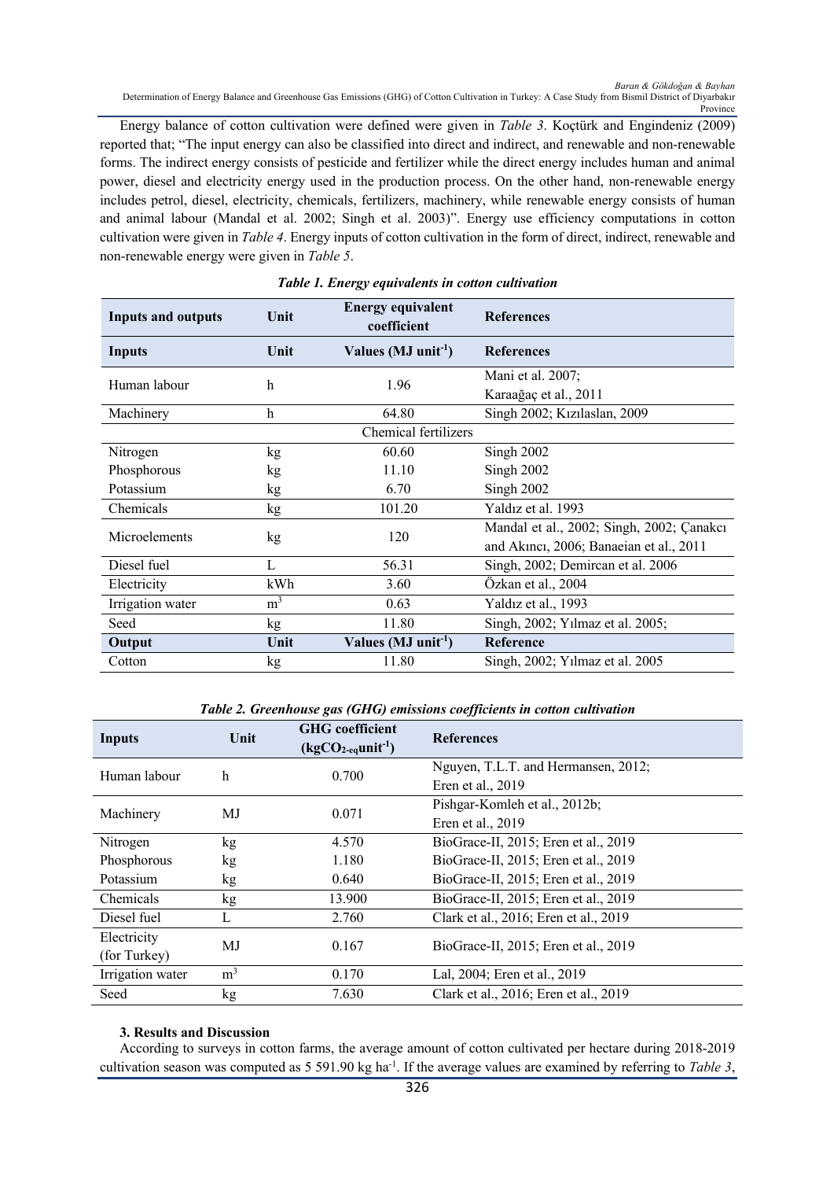Energy balance of cotton cultivation were defined were given in *Table 3*. Koçtürk and Engindeniz (2009) reported that; "The input energy can also be classified into direct and indirect, and renewable and non-renewable forms. The indirect energy consists of pesticide and fertilizer while the direct energy includes human and animal power, diesel and electricity energy used in the production process. On the other hand, non-renewable energy includes petrol, diesel, electricity, chemicals, fertilizers, machinery, while renewable energy consists of human and animal labour (Mandal et al. 2002; Singh et al. 2003)". Energy use efficiency computations in cotton cultivation were given in *Table 4*. Energy inputs of cotton cultivation in the form of direct, indirect, renewable and non-renewable energy were given in *Table 5*.

***Table 1. Energy equivalents in cotton cultivation***

| **Inputs and outputs** | **Unit** | **Energy equivalent coefficient** | **References** |
|---|---|---|---|
| **Inputs** | **Unit** | **Values (MJ unit$^{-1}$)** | **References** |
| Human labour | h | 1.96 | Mani et al. 2007; Karaağaç et al., 2011 |
| Machinery | h | 64.80 | Singh 2002; Kızılaslan, 2009 |
| | | Chemical fertilizers | |
| Nitrogen | kg | 60.60 | Singh 2002 |
| Phosphorous | kg | 11.10 | Singh 2002 |
| Potassium | kg | 6.70 | Singh 2002 |
| Chemicals | kg | 101.20 | Yaldız et al. 1993 |
| Microelements | kg | 120 | Mandal et al., 2002; Singh, 2002; Çanakcı and Akıncı, 2006; Banaeian et al., 2011 |
| Diesel fuel | L | 56.31 | Singh, 2002; Demircan et al. 2006 |
| Electricity | kWh | 3.60 | Özkan et al., 2004 |
| Irrigation water | m$^3$ | 0.63 | Yaldız et al., 1993 |
| Seed | kg | 11.80 | Singh, 2002; Yılmaz et al. 2005; |
| **Output** | **Unit** | **Values (MJ unit$^{-1}$)** | **Reference** |
| Cotton | kg | 11.80 | Singh, 2002; Yılmaz et al. 2005 |

***Table 2. Greenhouse gas (GHG) emissions coefficients in cotton cultivation***

| **Inputs** | **Unit** | **GHG coefficient ($kgCO_{2-eq}unit^{-1}$)** | **References** |
|---|---|---|---|
| Human labour | h | 0.700 | Nguyen, T.L.T. and Hermansen, 2012; Eren et al., 2019 |
| Machinery | MJ | 0.071 | Pishgar-Komleh et al., 2012b; Eren et al., 2019 |
| Nitrogen | kg | 4.570 | BioGrace-II, 2015; Eren et al., 2019 |
| Phosphorous | kg | 1.180 | BioGrace-II, 2015; Eren et al., 2019 |
| Potassium | kg | 0.640 | BioGrace-II, 2015; Eren et al., 2019 |
| Chemicals | kg | 13.900 | BioGrace-II, 2015; Eren et al., 2019 |
| Diesel fuel | L | 2.760 | Clark et al., 2016; Eren et al., 2019 |
| Electricity (for Turkey) | MJ | 0.167 | BioGrace-II, 2015; Eren et al., 2019 |
| Irrigation water | m$^3$ | 0.170 | Lal, 2004; Eren et al., 2019 |
| Seed | kg | 7.630 | Clark et al., 2016; Eren et al., 2019 |

### 3. Results and Discussion

According to surveys in cotton farms, the average amount of cotton cultivated per hectare during 2018-2019 cultivation season was computed as 5 591.90 kg ha$^{-1}$. If the average values are examined by referring to *Table 3*,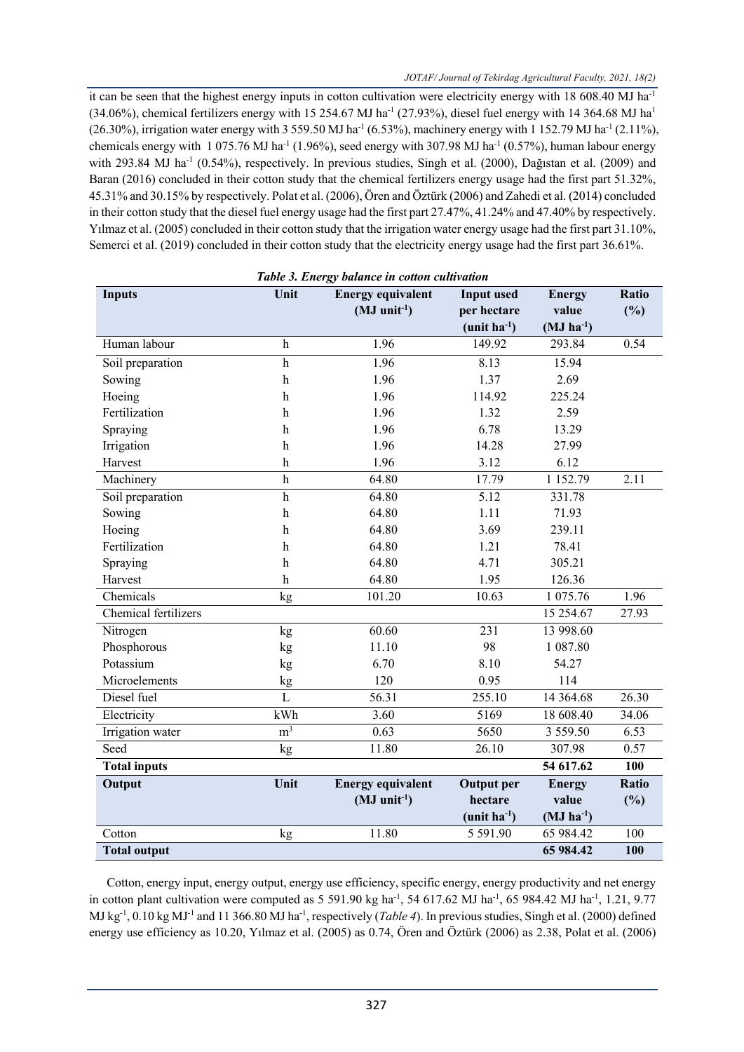it can be seen that the highest energy inputs in cotton cultivation were electricity energy with 18 608.40 MJ ha$^{-1}$ (34.06%), chemical fertilizers energy with 15 254.67 MJ ha$^{-1}$ (27.93%), diesel fuel energy with 14 364.68 MJ ha$^{1}$ (26.30%), irrigation water energy with 3 559.50 MJ ha$^{-1}$ (6.53%), machinery energy with 1 152.79 MJ ha$^{-1}$ (2.11%), chemicals energy with 1 075.76 MJ ha$^{-1}$ (1.96%), seed energy with 307.98 MJ ha$^{-1}$ (0.57%), human labour energy with 293.84 MJ ha$^{-1}$ (0.54%), respectively. In previous studies, Singh et al. (2000), Dağıstan et al. (2009) and Baran (2016) concluded in their cotton study that the chemical fertilizers energy usage had the first part 51.32%, 45.31% and 30.15% by respectively. Polat et al. (2006), Ören and Öztürk (2006) and Zahedi et al. (2014) concluded in their cotton study that the diesel fuel energy usage had the first part 27.47%, 41.24% and 47.40% by respectively. Yılmaz et al. (2005) concluded in their cotton study that the irrigation water energy usage had the first part 31.10%, Semerci et al. (2019) concluded in their cotton study that the electricity energy usage had the first part 36.61%.

***Table 3. Energy balance in cotton cultivation***

| **Inputs** | **Unit** | **Energy equivalent (MJ unit$^{-1}$)** | **Input used per hectare (unit ha$^{-1}$)** | **Energy value (MJ ha$^{-1}$)** | **Ratio (%)** |
|---|---|---|---|---|---|
| Human labour | h | 1.96 | 149.92 | 293.84 | 0.54 |
| Soil preparation | h | 1.96 | 8.13 | 15.94 | |
| Sowing | h | 1.96 | 1.37 | 2.69 | |
| Hoeing | h | 1.96 | 114.92 | 225.24 | |
| Fertilization | h | 1.96 | 1.32 | 2.59 | |
| Spraying | h | 1.96 | 6.78 | 13.29 | |
| Irrigation | h | 1.96 | 14.28 | 27.99 | |
| Harvest | h | 1.96 | 3.12 | 6.12 | |
| Machinery | h | 64.80 | 17.79 | 1 152.79 | 2.11 |
| Soil preparation | h | 64.80 | 5.12 | 331.78 | |
| Sowing | h | 64.80 | 1.11 | 71.93 | |
| Hoeing | h | 64.80 | 3.69 | 239.11 | |
| Fertilization | h | 64.80 | 1.21 | 78.41 | |
| Spraying | h | 64.80 | 4.71 | 305.21 | |
| Harvest | h | 64.80 | 1.95 | 126.36 | |
| Chemicals | kg | 101.20 | 10.63 | 1 075.76 | 1.96 |
| Chemical fertilizers | | | | 15 254.67 | 27.93 |
| Nitrogen | kg | 60.60 | 231 | 13 998.60 | |
| Phosphorous | kg | 11.10 | 98 | 1 087.80 | |
| Potassium | kg | 6.70 | 8.10 | 54.27 | |
| Microelements | kg | 120 | 0.95 | 114 | |
| Diesel fuel | L | 56.31 | 255.10 | 14 364.68 | 26.30 |
| Electricity | kWh | 3.60 | 5169 | 18 608.40 | 34.06 |
| Irrigation water | m$^{3}$ | 0.63 | 5650 | 3 559.50 | 6.53 |
| Seed | kg | 11.80 | 26.10 | 307.98 | 0.57 |
| **Total inputs** | | | | **54 617.62** | **100** |
| **Output** | **Unit** | **Energy equivalent (MJ unit$^{-1}$)** | **Output per hectare (unit ha$^{-1}$)** | **Energy value (MJ ha$^{-1}$)** | **Ratio (%)** |
| Cotton | kg | 11.80 | 5 591.90 | 65 984.42 | 100 |
| **Total output** | | | | **65 984.42** | **100** |

Cotton, energy input, energy output, energy use efficiency, specific energy, energy productivity and net energy in cotton plant cultivation were computed as 5 591.90 kg ha$^{-1}$, 54 617.62 MJ ha$^{-1}$, 65 984.42 MJ ha$^{-1}$, 1.21, 9.77 MJ kg$^{-1}$, 0.10 kg MJ$^{-1}$ and 11 366.80 MJ ha$^{-1}$, respectively (*Table 4*). In previous studies, Singh et al. (2000) defined energy use efficiency as 10.20, Yılmaz et al. (2005) as 0.74, Ören and Öztürk (2006) as 2.38, Polat et al. (2006)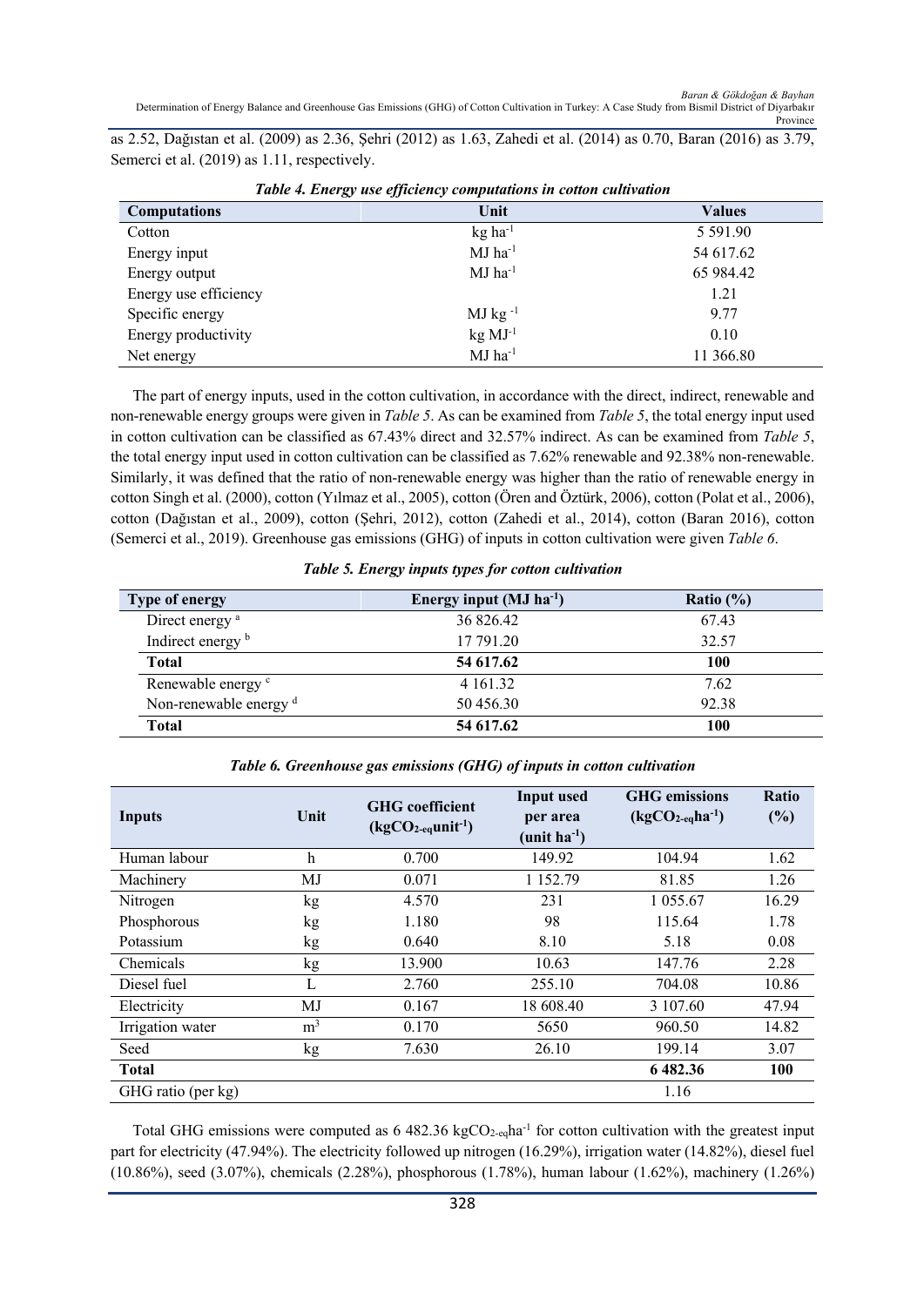as 2.52, Dağıstan et al. (2009) as 2.36, Şehri (2012) as 1.63, Zahedi et al. (2014) as 0.70, Baran (2016) as 3.79, Semerci et al. (2019) as 1.11, respectively.

***Table 4. Energy use efficiency computations in cotton cultivation***

| Computations | Unit | Values |
|---|---|---|
| Cotton | kg $ha^{-1}$ | 5 591.90 |
| Energy input | MJ $ha^{-1}$ | 54 617.62 |
| Energy output | MJ $ha^{-1}$ | 65 984.42 |
| Energy use efficiency | | 1.21 |
| Specific energy | MJ $kg^{-1}$ | 9.77 |
| Energy productivity | kg $MJ^{-1}$ | 0.10 |
| Net energy | MJ $ha^{-1}$ | 11 366.80 |

The part of energy inputs, used in the cotton cultivation, in accordance with the direct, indirect, renewable and non-renewable energy groups were given in *Table 5*. As can be examined from *Table 5*, the total energy input used in cotton cultivation can be classified as 67.43% direct and 32.57% indirect. As can be examined from *Table 5*, the total energy input used in cotton cultivation can be classified as 7.62% renewable and 92.38% non-renewable. Similarly, it was defined that the ratio of non-renewable energy was higher than the ratio of renewable energy in cotton Singh et al. (2000), cotton (Yılmaz et al., 2005), cotton (Ören and Öztürk, 2006), cotton (Polat et al., 2006), cotton (Dağıstan et al., 2009), cotton (Şehri, 2012), cotton (Zahedi et al., 2014), cotton (Baran 2016), cotton (Semerci et al., 2019). Greenhouse gas emissions (GHG) of inputs in cotton cultivation were given *Table 6*.

***Table 5. Energy inputs types for cotton cultivation***

| Type of energy | Energy input (MJ $ha^{-1}$) | Ratio (%) |
|---|---|---|
| Direct energy [a] | 36 826.42 | 67.43 |
| Indirect energy [b] | 17 791.20 | 32.57 |
| **Total** | **54 617.62** | **100** |
| Renewable energy [c] | 4 161.32 | 7.62 |
| Non-renewable energy [d] | 50 456.30 | 92.38 |
| **Total** | **54 617.62** | **100** |

***Table 6. Greenhouse gas emissions (GHG) of inputs in cotton cultivation***

| Inputs | Unit | GHG coefficient ($kgCO_{2-eq}unit^{-1}$) | Input used per area (unit $ha^{-1}$) | GHG emissions ($kgCO_{2-eq}ha^{-1}$) | Ratio (%) |
|---|---|---|---|---|---|
| Human labour | h | 0.700 | 149.92 | 104.94 | 1.62 |
| Machinery | MJ | 0.071 | 1 152.79 | 81.85 | 1.26 |
| Nitrogen | kg | 4.570 | 231 | 1 055.67 | 16.29 |
| Phosphorous | kg | 1.180 | 98 | 115.64 | 1.78 |
| Potassium | kg | 0.640 | 8.10 | 5.18 | 0.08 |
| Chemicals | kg | 13.900 | 10.63 | 147.76 | 2.28 |
| Diesel fuel | L | 2.760 | 255.10 | 704.08 | 10.86 |
| Electricity | MJ | 0.167 | 18 608.40 | 3 107.60 | 47.94 |
| Irrigation water | $m^3$ | 0.170 | 5650 | 960.50 | 14.82 |
| Seed | kg | 7.630 | 26.10 | 199.14 | 3.07 |
| **Total** | | | | **6 482.36** | **100** |
| GHG ratio (per kg) | | | | 1.16 | |

Total GHG emissions were computed as 6 482.36 $kgCO_{2-eq}ha^{-1}$ for cotton cultivation with the greatest input part for electricity (47.94%). The electricity followed up nitrogen (16.29%), irrigation water (14.82%), diesel fuel (10.86%), seed (3.07%), chemicals (2.28%), phosphorous (1.78%), human labour (1.62%), machinery (1.26%)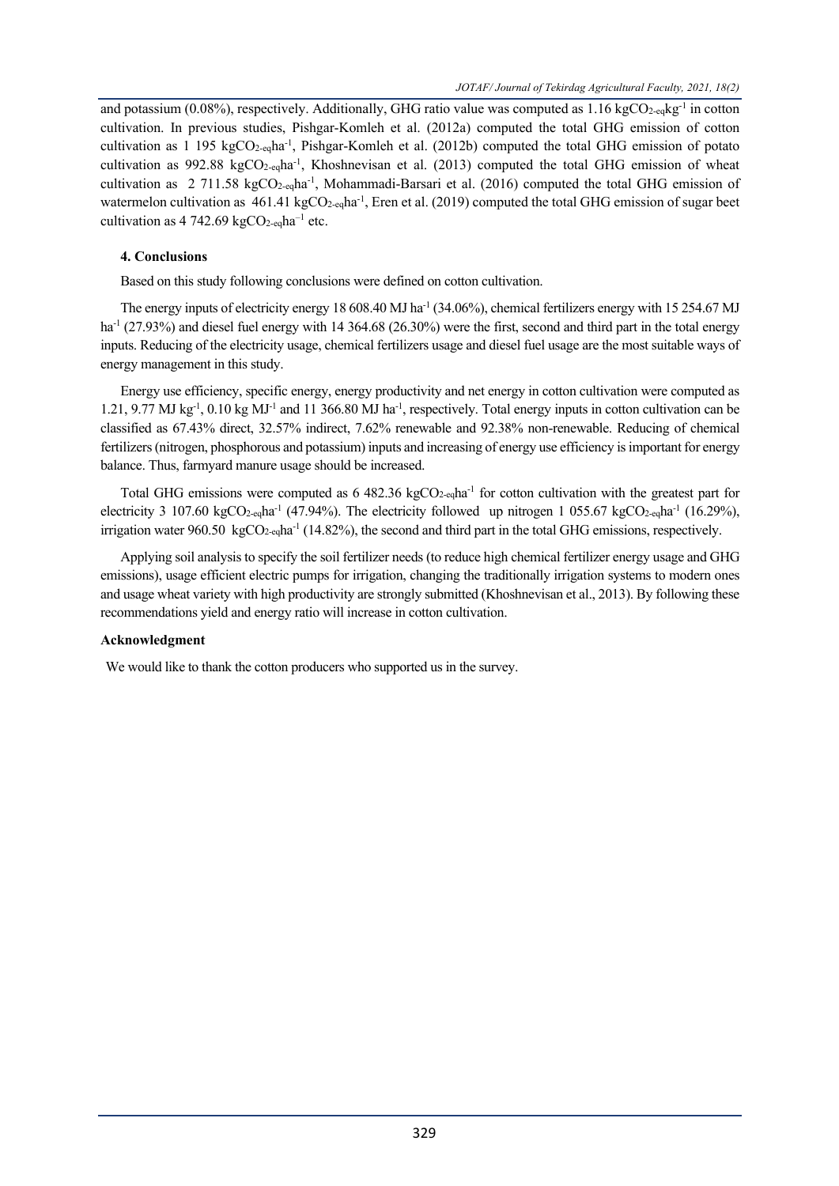and potassium (0.08%), respectively. Additionally, GHG ratio value was computed as 1.16 $kgCO_{2-eq}kg^{-1}$ in cotton cultivation. In previous studies, Pishgar-Komleh et al. (2012a) computed the total GHG emission of cotton cultivation as 1 195 $kgCO_{2-eq}ha^{-1}$, Pishgar-Komleh et al. (2012b) computed the total GHG emission of potato cultivation as 992.88 $kgCO_{2-eq}ha^{-1}$, Khoshnevisan et al. (2013) computed the total GHG emission of wheat cultivation as 2 711.58 $kgCO_{2-eq}ha^{-1}$, Mohammadi-Barsari et al. (2016) computed the total GHG emission of watermelon cultivation as 461.41 $kgCO_{2-eq}ha^{-1}$, Eren et al. (2019) computed the total GHG emission of sugar beet cultivation as 4 742.69 $kgCO_{2-eq}ha^{-1}$ etc.

## 4. Conclusions

Based on this study following conclusions were defined on cotton cultivation.

The energy inputs of electricity energy 18 608.40 MJ $ha^{-1}$ (34.06%), chemical fertilizers energy with 15 254.67 MJ $ha^{-1}$ (27.93%) and diesel fuel energy with 14 364.68 (26.30%) were the first, second and third part in the total energy inputs. Reducing of the electricity usage, chemical fertilizers usage and diesel fuel usage are the most suitable ways of energy management in this study.

Energy use efficiency, specific energy, energy productivity and net energy in cotton cultivation were computed as 1.21, 9.77 MJ $kg^{-1}$, 0.10 kg $MJ^{-1}$ and 11 366.80 MJ $ha^{-1}$, respectively. Total energy inputs in cotton cultivation can be classified as 67.43% direct, 32.57% indirect, 7.62% renewable and 92.38% non-renewable. Reducing of chemical fertilizers (nitrogen, phosphorous and potassium) inputs and increasing of energy use efficiency is important for energy balance. Thus, farmyard manure usage should be increased.

Total GHG emissions were computed as 6 482.36 $kgCO_{2-eq}ha^{-1}$ for cotton cultivation with the greatest part for electricity 3 107.60 $kgCO_{2-eq}ha^{-1}$ (47.94%). The electricity followed up nitrogen 1 055.67 $kgCO_{2-eq}ha^{-1}$ (16.29%), irrigation water 960.50 $kgCO_{2-eq}ha^{-1}$ (14.82%), the second and third part in the total GHG emissions, respectively.

Applying soil analysis to specify the soil fertilizer needs (to reduce high chemical fertilizer energy usage and GHG emissions), usage efficient electric pumps for irrigation, changing the traditionally irrigation systems to modern ones and usage wheat variety with high productivity are strongly submitted (Khoshnevisan et al., 2013). By following these recommendations yield and energy ratio will increase in cotton cultivation.

**Acknowledgment**

We would like to thank the cotton producers who supported us in the survey.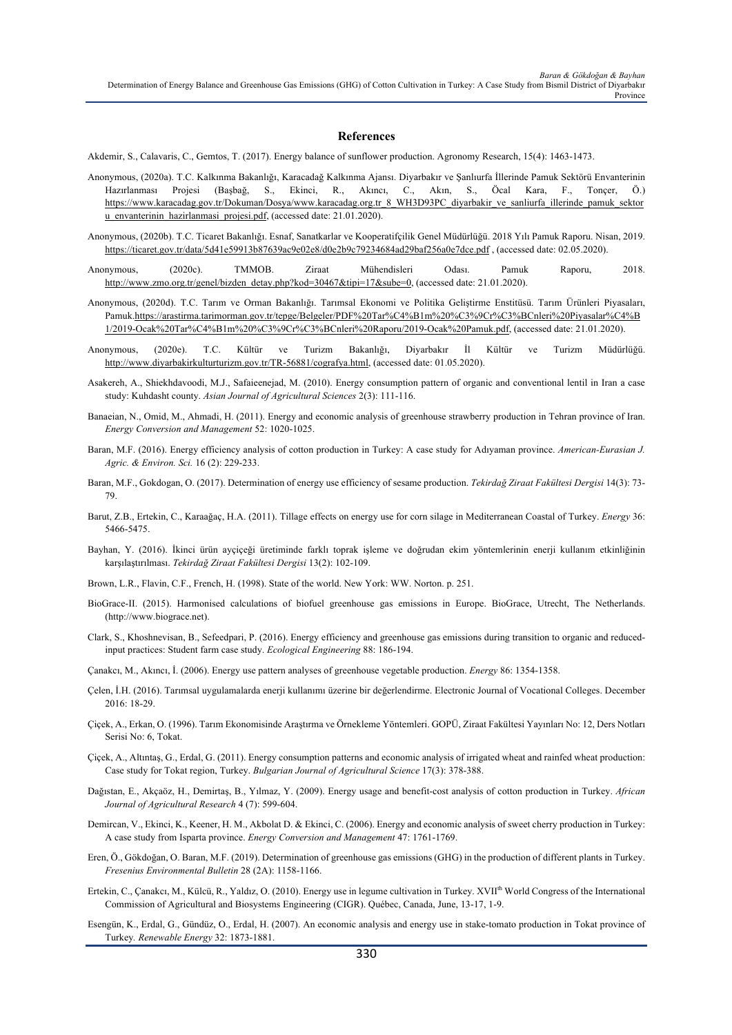## References

Akdemir, S., Calavaris, C., Gemtos, T. (2017). Energy balance of sunflower production. Agronomy Research, 15(4): 1463-1473.

Anonymous, (2020a). T.C. Kalkınma Bakanlığı, Karacadağ Kalkınma Ajansı. Diyarbakır ve Şanlıurfa İllerinde Pamuk Sektörü Envanterinin Hazırlanması Projesi (Başbağ, S., Ekinci, R., Akıncı, C., Akın, S., Öcal Kara, F., Tonçer, Ö.) https://www.karacadag.gov.tr/Dokuman/Dosya/www.karacadag.org.tr_8_WH3D93PC_diyarbakir_ve_sanliurfa_illerinde_pamuk_sektoru_envanterinin_hazirlanmasi_projesi.pdf, (accessed date: 21.01.2020).

Anonymous, (2020b). T.C. Ticaret Bakanlığı. Esnaf, Sanatkarlar ve Kooperatifçilik Genel Müdürlüğü. 2018 Yılı Pamuk Raporu. Nisan, 2019. https://ticaret.gov.tr/data/5d41e59913b87639ac9e02e8/d0e2b9c79234684ad29baf256a0e7dce.pdf , (accessed date: 02.05.2020).

Anonymous, (2020c). TMMOB. Ziraat Mühendisleri Odası. Pamuk Raporu, 2018. http://www.zmo.org.tr/genel/bizden_detay.php?kod=30467&tipi=17&sube=0, (accessed date: 21.01.2020).

Anonymous, (2020d). T.C. Tarım ve Orman Bakanlığı. Tarımsal Ekonomi ve Politika Geliştirme Enstitüsü. Tarım Ürünleri Piyasaları, Pamuk.https://arastirma.tarimorman.gov.tr/tepge/Belgeler/PDF%20Tar%C4%B1m%20%C3%9Cr%C3%BCnleri%20Piyasalar%C4%B1/2019-Ocak%20Tar%C4%B1m%20%C3%9Cr%C3%BCnleri%20Raporu/2019-Ocak%20Pamuk.pdf, (accessed date: 21.01.2020).

Anonymous, (2020e). T.C. Kültür ve Turizm Bakanlığı, Diyarbakır İl Kültür ve Turizm Müdürlüğü. http://www.diyarbakirkulturturizm.gov.tr/TR-56881/cografya.html, (accessed date: 01.05.2020).

Asakereh, A., Shiekhdavoodi, M.J., Safaieenejad, M. (2010). Energy consumption pattern of organic and conventional lentil in Iran a case study: Kuhdasht county. *Asian Journal of Agricultural Sciences* 2(3): 111-116.

Banaeian, N., Omid, M., Ahmadi, H. (2011). Energy and economic analysis of greenhouse strawberry production in Tehran province of Iran. *Energy Conversion and Management* 52: 1020-1025.

Baran, M.F. (2016). Energy efficiency analysis of cotton production in Turkey: A case study for Adıyaman province. *American-Eurasian J. Agric. & Environ. Sci.* 16 (2): 229-233.

Baran, M.F., Gokdogan, O. (2017). Determination of energy use efficiency of sesame production. *Tekirdağ Ziraat Fakültesi Dergisi* 14(3): 73-79.

Barut, Z.B., Ertekin, C., Karaağaç, H.A. (2011). Tillage effects on energy use for corn silage in Mediterranean Coastal of Turkey. *Energy* 36: 5466-5475.

Bayhan, Y. (2016). İkinci ürün ayçiçeği üretiminde farklı toprak işleme ve doğrudan ekim yöntemlerinin enerji kullanım etkinliğinin karşılaştırılması. *Tekirdağ Ziraat Fakültesi Dergisi* 13(2): 102-109.

Brown, L.R., Flavin, C.F., French, H. (1998). State of the world. New York: WW. Norton. p. 251.

BioGrace-II. (2015). Harmonised calculations of biofuel greenhouse gas emissions in Europe. BioGrace, Utrecht, The Netherlands. (http://www.biograce.net).

Clark, S., Khoshnevisan, B., Sefeedpari, P. (2016). Energy efficiency and greenhouse gas emissions during transition to organic and reduced-input practices: Student farm case study. *Ecological Engineering* 88: 186-194.

Çanakcı, M., Akıncı, İ. (2006). Energy use pattern analyses of greenhouse vegetable production. *Energy* 86: 1354-1358.

Çelen, İ.H. (2016). Tarımsal uygulamalarda enerji kullanımı üzerine bir değerlendirme. Electronic Journal of Vocational Colleges. December 2016: 18-29.

Çiçek, A., Erkan, O. (1996). Tarım Ekonomisinde Araştırma ve Örnekleme Yöntemleri. GOPÜ, Ziraat Fakültesi Yayınları No: 12, Ders Notları Serisi No: 6, Tokat.

Çiçek, A., Altıntaş, G., Erdal, G. (2011). Energy consumption patterns and economic analysis of irrigated wheat and rainfed wheat production: Case study for Tokat region, Turkey. *Bulgarian Journal of Agricultural Science* 17(3): 378-388.

Dağıstan, E., Akçaöz, H., Demirtaş, B., Yılmaz, Y. (2009). Energy usage and benefit-cost analysis of cotton production in Turkey. *African Journal of Agricultural Research* 4 (7): 599-604.

Demircan, V., Ekinci, K., Keener, H. M., Akbolat D. & Ekinci, C. (2006). Energy and economic analysis of sweet cherry production in Turkey: A case study from Isparta province. *Energy Conversion and Management* 47: 1761-1769.

Eren, Ö., Gökdoğan, O. Baran, M.F. (2019). Determination of greenhouse gas emissions (GHG) in the production of different plants in Turkey. *Fresenius Environmental Bulletin* 28 (2A): 1158-1166.

Ertekin, C., Çanakcı, M., Külcü, R., Yaldız, O. (2010). Energy use in legume cultivation in Turkey. XVII[th] World Congress of the International Commission of Agricultural and Biosystems Engineering (CIGR). Québec, Canada, June, 13-17, 1-9.

Esengün, K., Erdal, G., Gündüz, O., Erdal, H. (2007). An economic analysis and energy use in stake-tomato production in Tokat province of Turkey. *Renewable Energy* 32: 1873-1881.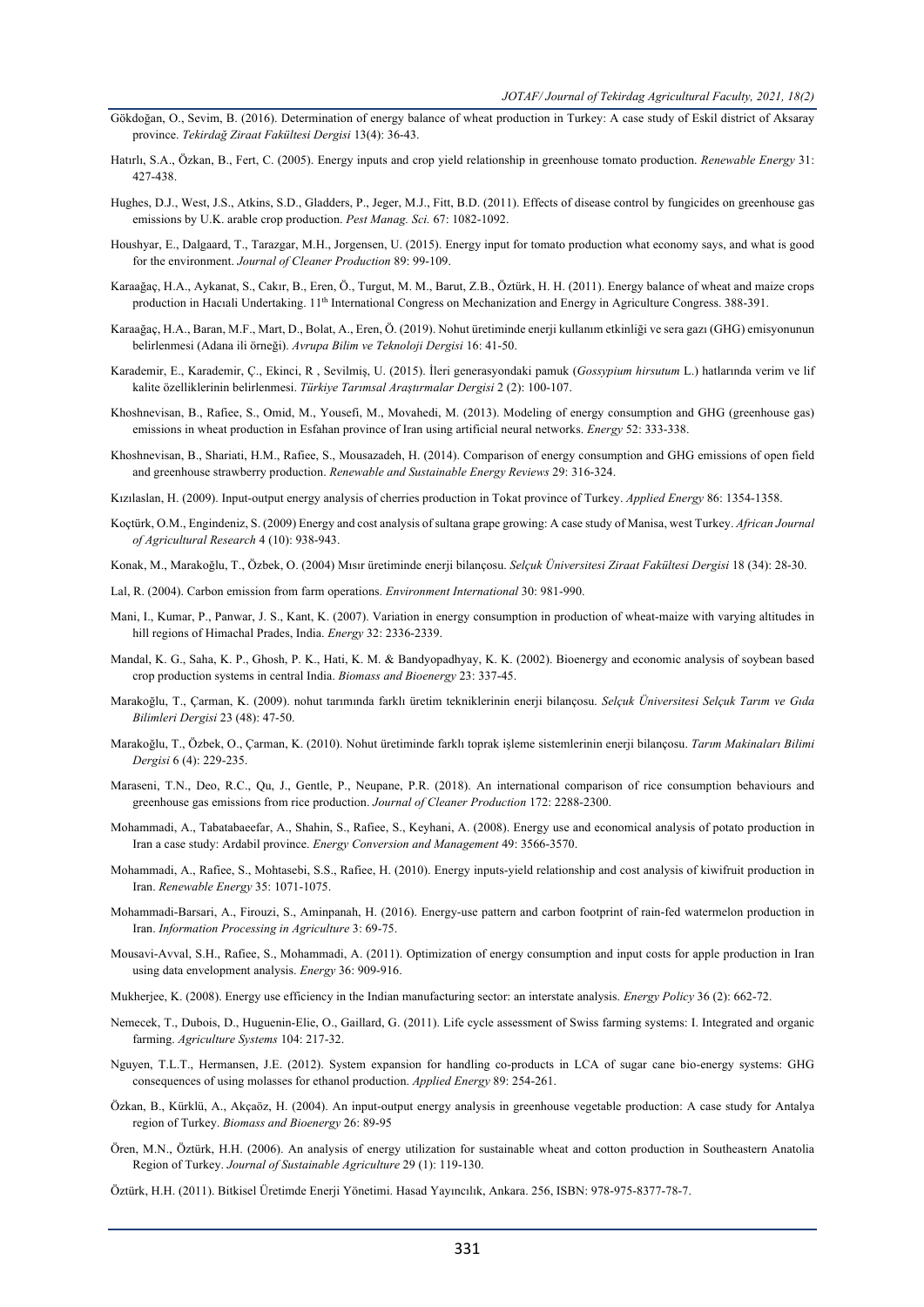Gökdoğan, O., Sevim, B. (2016). Determination of energy balance of wheat production in Turkey: A case study of Eskil district of Aksaray province. *Tekirdağ Ziraat Fakültesi Dergisi* 13(4): 36-43.

Hatırlı, S.A., Özkan, B., Fert, C. (2005). Energy inputs and crop yield relationship in greenhouse tomato production. *Renewable Energy* 31: 427-438.

Hughes, D.J., West, J.S., Atkins, S.D., Gladders, P., Jeger, M.J., Fitt, B.D. (2011). Effects of disease control by fungicides on greenhouse gas emissions by U.K. arable crop production. *Pest Manag. Sci.* 67: 1082-1092.

Houshyar, E., Dalgaard, T., Tarazgar, M.H., Jorgensen, U. (2015). Energy input for tomato production what economy says, and what is good for the environment. *Journal of Cleaner Production* 89: 99-109.

Karaağaç, H.A., Aykanat, S., Cakır, B., Eren, Ö., Turgut, M. M., Barut, Z.B., Öztürk, H. H. (2011). Energy balance of wheat and maize crops production in Hacıali Undertaking. 11th International Congress on Mechanization and Energy in Agriculture Congress. 388-391.

Karaağaç, H.A., Baran, M.F., Mart, D., Bolat, A., Eren, Ö. (2019). Nohut üretiminde enerji kullanım etkinliği ve sera gazı (GHG) emisyonunun belirlenmesi (Adana ili örneği). *Avrupa Bilim ve Teknoloji Dergisi* 16: 41-50.

Karademir, E., Karademir, Ç., Ekinci, R , Sevilmiş, U. (2015). İleri generasyondaki pamuk (*Gossypium hirsutum* L.) hatlarında verim ve lif kalite özelliklerinin belirlenmesi. *Türkiye Tarımsal Araştırmalar Dergisi* 2 (2): 100-107.

Khoshnevisan, B., Rafiee, S., Omid, M., Yousefi, M., Movahedi, M. (2013). Modeling of energy consumption and GHG (greenhouse gas) emissions in wheat production in Esfahan province of Iran using artificial neural networks. *Energy* 52: 333-338.

Khoshnevisan, B., Shariati, H.M., Rafiee, S., Mousazadeh, H. (2014). Comparison of energy consumption and GHG emissions of open field and greenhouse strawberry production. *Renewable and Sustainable Energy Reviews* 29: 316-324.

Kızılaslan, H. (2009). Input-output energy analysis of cherries production in Tokat province of Turkey. *Applied Energy* 86: 1354-1358.

Koçtürk, O.M., Engindeniz, S. (2009) Energy and cost analysis of sultana grape growing: A case study of Manisa, west Turkey. *African Journal of Agricultural Research* 4 (10): 938-943.

Konak, M., Marakoğlu, T., Özbek, O. (2004) Mısır üretiminde enerji bilançosu. *Selçuk Üniversitesi Ziraat Fakültesi Dergisi* 18 (34): 28-30.

Lal, R. (2004). Carbon emission from farm operations. *Environment International* 30: 981-990.

Mani, I., Kumar, P., Panwar, J. S., Kant, K. (2007). Variation in energy consumption in production of wheat-maize with varying altitudes in hill regions of Himachal Prades, India. *Energy* 32: 2336-2339.

Mandal, K. G., Saha, K. P., Ghosh, P. K., Hati, K. M. & Bandyopadhyay, K. K. (2002). Bioenergy and economic analysis of soybean based crop production systems in central India. *Biomass and Bioenergy* 23: 337-45.

Marakoğlu, T., Çarman, K. (2009). nohut tarımında farklı üretim tekniklerinin enerji bilançosu. *Selçuk Üniversitesi Selçuk Tarım ve Gıda Bilimleri Dergisi* 23 (48): 47-50.

Marakoğlu, T., Özbek, O., Çarman, K. (2010). Nohut üretiminde farklı toprak işleme sistemlerinin enerji bilançosu. *Tarım Makinaları Bilimi Dergisi* 6 (4): 229-235.

Maraseni, T.N., Deo, R.C., Qu, J., Gentle, P., Neupane, P.R. (2018). An international comparison of rice consumption behaviours and greenhouse gas emissions from rice production. *Journal of Cleaner Production* 172: 2288-2300.

Mohammadi, A., Tabatabaeefar, A., Shahin, S., Rafiee, S., Keyhani, A. (2008). Energy use and economical analysis of potato production in Iran a case study: Ardabil province. *Energy Conversion and Management* 49: 3566-3570.

Mohammadi, A., Rafiee, S., Mohtasebi, S.S., Rafiee, H. (2010). Energy inputs-yield relationship and cost analysis of kiwifruit production in Iran. *Renewable Energy* 35: 1071-1075.

Mohammadi-Barsari, A., Firouzi, S., Aminpanah, H. (2016). Energy-use pattern and carbon footprint of rain-fed watermelon production in Iran. *Information Processing in Agriculture* 3: 69-75.

Mousavi-Avval, S.H., Rafiee, S., Mohammadi, A. (2011). Optimization of energy consumption and input costs for apple production in Iran using data envelopment analysis. *Energy* 36: 909-916.

Mukherjee, K. (2008). Energy use efficiency in the Indian manufacturing sector: an interstate analysis. *Energy Policy* 36 (2): 662-72.

Nemecek, T., Dubois, D., Huguenin-Elie, O., Gaillard, G. (2011). Life cycle assessment of Swiss farming systems: I. Integrated and organic farming. *Agriculture Systems* 104: 217-32.

Nguyen, T.L.T., Hermansen, J.E. (2012). System expansion for handling co-products in LCA of sugar cane bio-energy systems: GHG consequences of using molasses for ethanol production. *Applied Energy* 89: 254-261.

Özkan, B., Kürklü, A., Akçaöz, H. (2004). An input-output energy analysis in greenhouse vegetable production: A case study for Antalya region of Turkey. *Biomass and Bioenergy* 26: 89-95

Ören, M.N., Öztürk, H.H. (2006). An analysis of energy utilization for sustainable wheat and cotton production in Southeastern Anatolia Region of Turkey. *Journal of Sustainable Agriculture* 29 (1): 119-130.

Öztürk, H.H. (2011). Bitkisel Üretimde Enerji Yönetimi. Hasad Yayıncılık, Ankara. 256, ISBN: 978-975-8377-78-7.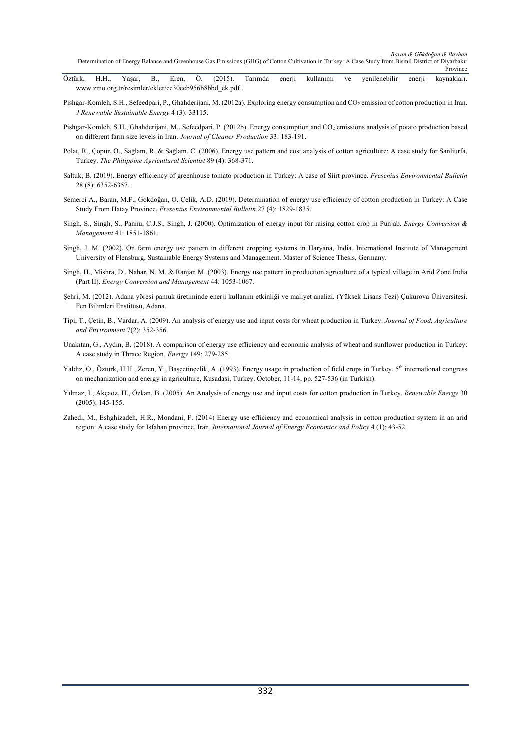Öztürk, H.H., Yaşar, B., Eren, Ö. (2015). Tarımda enerji kullanımı ve yenilenebilir enerji kaynakları. www.zmo.org.tr/resimler/ekler/ce30eeb956b8bbd_ek.pdf .

Pishgar-Komleh, S.H., Sefeedpari, P., Ghahderijani, M. (2012a). Exploring energy consumption and $CO_2$ emission of cotton production in Iran. *J Renewable Sustainable Energy* 4 (3): 33115.

Pishgar-Komleh, S.H., Ghahderijani, M., Sefeedpari, P. (2012b). Energy consumption and $CO_2$ emissions analysis of potato production based on different farm size levels in Iran. *Journal of Cleaner Production* 33: 183-191.

Polat, R., Çopur, O., Sağlam, R. & Sağlam, C. (2006). Energy use pattern and cost analysis of cotton agriculture: A case study for Sanliurfa, Turkey. *The Philippine Agricultural Scientist* 89 (4): 368-371.

Saltuk, B. (2019). Energy efficiency of greenhouse tomato production in Turkey: A case of Siirt province. *Fresenius Environmental Bulletin* 28 (8): 6352-6357.

Semerci A., Baran, M.F., Gokdoğan, O. Çelik, A.D. (2019). Determination of energy use efficiency of cotton production in Turkey: A Case Study From Hatay Province, *Fresenius Environmental Bulletin* 27 (4): 1829-1835.

Singh, S., Singh, S., Pannu, C.J.S., Singh, J. (2000). Optimization of energy input for raising cotton crop in Punjab. *Energy Conversion & Management* 41: 1851-1861.

Singh, J. M. (2002). On farm energy use pattern in different cropping systems in Haryana, India. International Institute of Management University of Flensburg, Sustainable Energy Systems and Management. Master of Science Thesis, Germany.

Singh, H., Mishra, D., Nahar, N. M. & Ranjan M. (2003). Energy use pattern in production agriculture of a typical village in Arid Zone India (Part II). *Energy Conversion and Management* 44: 1053-1067.

Şehri, M. (2012). Adana yöresi pamuk üretiminde enerji kullanım etkinliği ve maliyet analizi. (Yüksek Lisans Tezi) Çukurova Üniversitesi. Fen Bilimleri Enstitüsü, Adana.

Tipi, T., Çetin, B., Vardar, A. (2009). An analysis of energy use and input costs for wheat production in Turkey. *Journal of Food, Agriculture and Environment* 7(2): 352-356.

Unakıtan, G., Aydın, B. (2018). A comparison of energy use efficiency and economic analysis of wheat and sunflower production in Turkey: A case study in Thrace Region. *Energy* 149: 279-285.

Yaldız, O., Öztürk, H.H., Zeren, Y., Başçetinçelik, A. (1993). Energy usage in production of field crops in Turkey. 5th international congress on mechanization and energy in agriculture, Kusadasi, Turkey. October, 11-14, pp. 527-536 (in Turkish).

Yılmaz, I., Akçaöz, H., Özkan, B. (2005). An Analysis of energy use and input costs for cotton production in Turkey. *Renewable Energy* 30 (2005): 145-155.

Zahedi, M., Eshghizadeh, H.R., Mondani, F. (2014) Energy use efficiency and economical analysis in cotton production system in an arid region: A case study for Isfahan province, Iran. *International Journal of Energy Economics and Policy* 4 (1): 43-52.